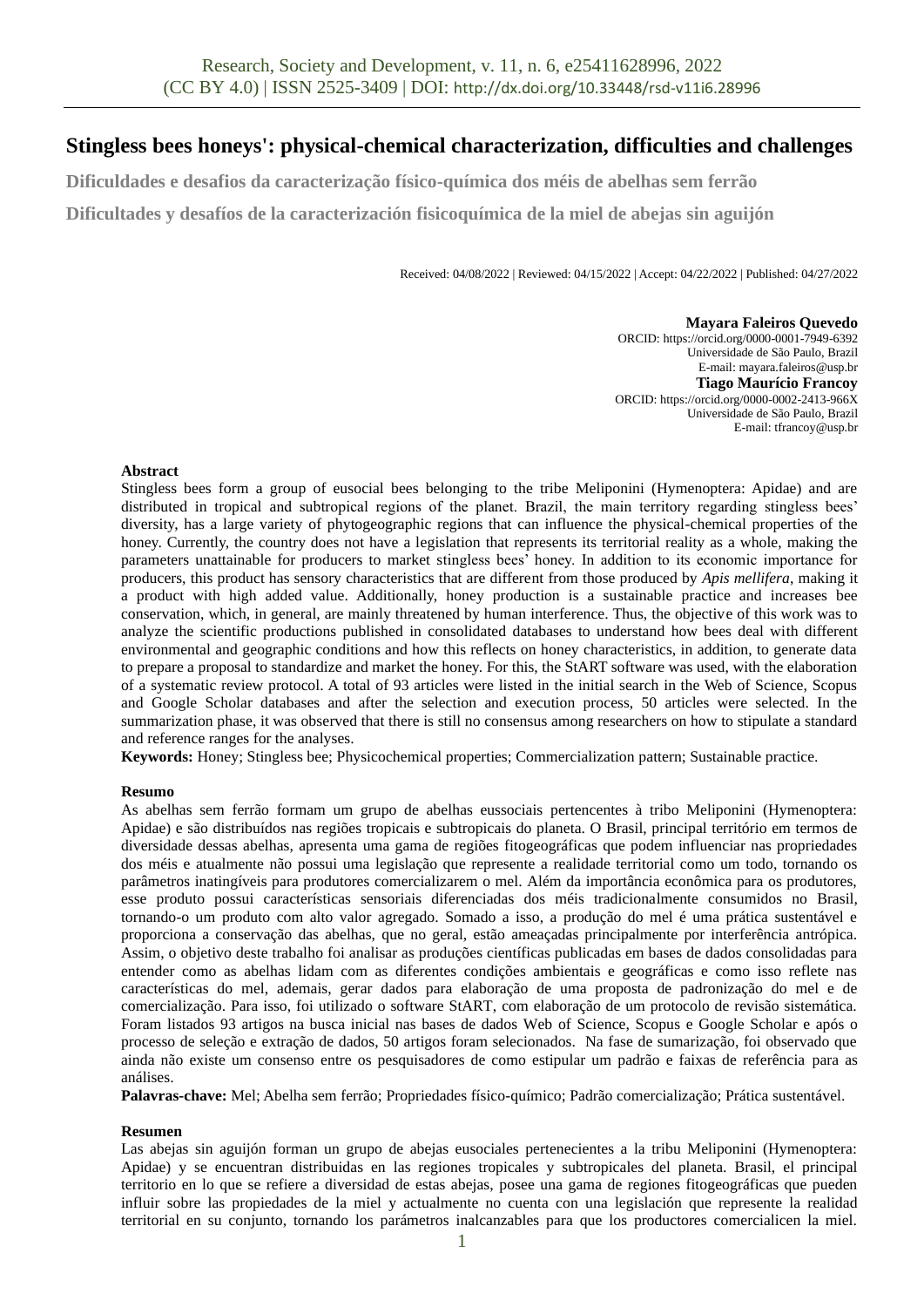# Stingless bees honeys': physical-chemical characterization, difficulties and challenges

**Dificuldades e desafios da caracterização físico-química dos méis de abelhas sem ferrão**

**Dificultades y desafíos de la caracterización fisicoquímica de la miel de abejas sin aguijón**

Received: 04/08/2022 | Reviewed: 04/15/2022 | Accept: 04/22/2022 | Published: 04/27/2022

**Mayara Faleiros Quevedo**
ORCID: https://orcid.org/0000-0001-7949-6392
Universidade de São Paulo, Brazil
E-mail: mayara.faleiros@usp.br

**Tiago Maurício Francoy**
ORCID: https://orcid.org/0000-0002-2413-966X
Universidade de São Paulo, Brazil
E-mail: tfrancoy@usp.br

## Abstract

Stingless bees form a group of eusocial bees belonging to the tribe Meliponini (Hymenoptera: Apidae) and are distributed in tropical and subtropical regions of the planet. Brazil, the main territory regarding stingless bees' diversity, has a large variety of phytogeographic regions that can influence the physical-chemical properties of the honey. Currently, the country does not have a legislation that represents its territorial reality as a whole, making the parameters unattainable for producers to market stingless bees' honey. In addition to its economic importance for producers, this product has sensory characteristics that are different from those produced by *Apis mellifera*, making it a product with high added value. Additionally, honey production is a sustainable practice and increases bee conservation, which, in general, are mainly threatened by human interference. Thus, the objective of this work was to analyze the scientific productions published in consolidated databases to understand how bees deal with different environmental and geographic conditions and how this reflects on honey characteristics, in addition, to generate data to prepare a proposal to standardize and market the honey. For this, the StART software was used, with the elaboration of a systematic review protocol. A total of 93 articles were listed in the initial search in the Web of Science, Scopus and Google Scholar databases and after the selection and execution process, 50 articles were selected. In the summarization phase, it was observed that there is still no consensus among researchers on how to stipulate a standard and reference ranges for the analyses.

**Keywords:** Honey; Stingless bee; Physicochemical properties; Commercialization pattern; Sustainable practice.

## Resumo

As abelhas sem ferrão formam um grupo de abelhas eussociais pertencentes à tribo Meliponini (Hymenoptera: Apidae) e são distribuídos nas regiões tropicais e subtropicais do planeta. O Brasil, principal território em termos de diversidade dessas abelhas, apresenta uma gama de regiões fitogeográficas que podem influenciar nas propriedades dos méis e atualmente não possui uma legislação que represente a realidade territorial como um todo, tornando os parâmetros inatingíveis para produtores comercializarem o mel. Além da importância econômica para os produtores, esse produto possui características sensoriais diferenciadas dos méis tradicionalmente consumidos no Brasil, tornando-o um produto com alto valor agregado. Somado a isso, a produção do mel é uma prática sustentável e proporciona a conservação das abelhas, que no geral, estão ameaçadas principalmente por interferência antrópica. Assim, o objetivo deste trabalho foi analisar as produções científicas publicadas em bases de dados consolidadas para entender como as abelhas lidam com as diferentes condições ambientais e geográficas e como isso reflete nas características do mel, ademais, gerar dados para elaboração de uma proposta de padronização do mel e de comercialização. Para isso, foi utilizado o software StART, com elaboração de um protocolo de revisão sistemática. Foram listados 93 artigos na busca inicial nas bases de dados Web of Science, Scopus e Google Scholar e após o processo de seleção e extração de dados, 50 artigos foram selecionados. Na fase de sumarização, foi observado que ainda não existe um consenso entre os pesquisadores de como estipular um padrão e faixas de referência para as análises.

**Palavras-chave:** Mel; Abelha sem ferrão; Propriedades físico-químico; Padrão comercialização; Prática sustentável.

## Resumen

Las abejas sin aguijón forman un grupo de abejas eusociales pertenecientes a la tribu Meliponini (Hymenoptera: Apidae) y se encuentran distribuidas en las regiones tropicales y subtropicales del planeta. Brasil, el principal territorio en lo que se refiere a diversidad de estas abejas, posee una gama de regiones fitogeográficas que pueden influir sobre las propiedades de la miel y actualmente no cuenta con una legislación que represente la realidad territorial en su conjunto, tornando los parámetros inalcanzables para que los productores comercialicen la miel.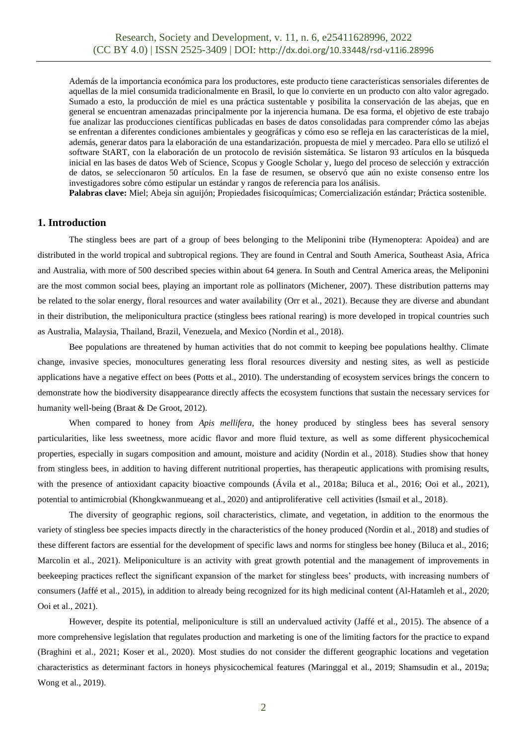Además de la importancia económica para los productores, este producto tiene características sensoriales diferentes de aquellas de la miel consumida tradicionalmente en Brasil, lo que lo convierte en un producto con alto valor agregado. Sumado a esto, la producción de miel es una práctica sustentable y posibilita la conservación de las abejas, que en general se encuentran amenazadas principalmente por la injerencia humana. De esa forma, el objetivo de este trabajo fue analizar las producciones científicas publicadas en bases de datos consolidadas para comprender cómo las abejas se enfrentan a diferentes condiciones ambientales y geográficas y cómo eso se refleja en las características de la miel, además, generar datos para la elaboración de una estandarización. propuesta de miel y mercadeo. Para ello se utilizó el software StART, con la elaboración de un protocolo de revisión sistemática. Se listaron 93 artículos en la búsqueda inicial en las bases de datos Web of Science, Scopus y Google Scholar y, luego del proceso de selección y extracción de datos, se seleccionaron 50 artículos. En la fase de resumen, se observó que aún no existe consenso entre los investigadores sobre cómo estipular un estándar y rangos de referencia para los análisis.

**Palabras clave:** Miel; Abeja sin aguijón; Propiedades fisicoquímicas; Comercialización estándar; Práctica sostenible.

## 1. Introduction

The stingless bees are part of a group of bees belonging to the Meliponini tribe (Hymenoptera: Apoidea) and are distributed in the world tropical and subtropical regions. They are found in Central and South America, Southeast Asia, Africa and Australia, with more of 500 described species within about 64 genera. In South and Central America areas, the Meliponini are the most common social bees, playing an important role as pollinators (Michener, 2007). These distribution patterns may be related to the solar energy, floral resources and water availability (Orr et al., 2021). Because they are diverse and abundant in their distribution, the meliponicultura practice (stingless bees rational rearing) is more developed in tropical countries such as Australia, Malaysia, Thailand, Brazil, Venezuela, and Mexico (Nordin et al., 2018).

Bee populations are threatened by human activities that do not commit to keeping bee populations healthy. Climate change, invasive species, monocultures generating less floral resources diversity and nesting sites, as well as pesticide applications have a negative effect on bees (Potts et al., 2010). The understanding of ecosystem services brings the concern to demonstrate how the biodiversity disappearance directly affects the ecosystem functions that sustain the necessary services for humanity well-being (Braat & De Groot, 2012).

When compared to honey from *Apis mellifera*, the honey produced by stingless bees has several sensory particularities, like less sweetness, more acidic flavor and more fluid texture, as well as some different physicochemical properties, especially in sugars composition and amount, moisture and acidity (Nordin et al., 2018). Studies show that honey from stingless bees, in addition to having different nutritional properties, has therapeutic applications with promising results, with the presence of antioxidant capacity bioactive compounds (Ávila et al., 2018a; Biluca et al., 2016; Ooi et al., 2021), potential to antimicrobial (Khongkwanmueang et al., 2020) and antiproliferative cell activities (Ismail et al., 2018).

The diversity of geographic regions, soil characteristics, climate, and vegetation, in addition to the enormous the variety of stingless bee species impacts directly in the characteristics of the honey produced (Nordin et al., 2018) and studies of these different factors are essential for the development of specific laws and norms for stingless bee honey (Biluca et al., 2016; Marcolin et al., 2021). Meliponiculture is an activity with great growth potential and the management of improvements in beekeeping practices reflect the significant expansion of the market for stingless bees' products, with increasing numbers of consumers (Jaffé et al., 2015), in addition to already being recognized for its high medicinal content (Al-Hatamleh et al., 2020; Ooi et al., 2021).

However, despite its potential, meliponiculture is still an undervalued activity (Jaffé et al., 2015). The absence of a more comprehensive legislation that regulates production and marketing is one of the limiting factors for the practice to expand (Braghini et al., 2021; Koser et al., 2020). Most studies do not consider the different geographic locations and vegetation characteristics as determinant factors in honeys physicochemical features (Maringgal et al., 2019; Shamsudin et al., 2019a; Wong et al., 2019).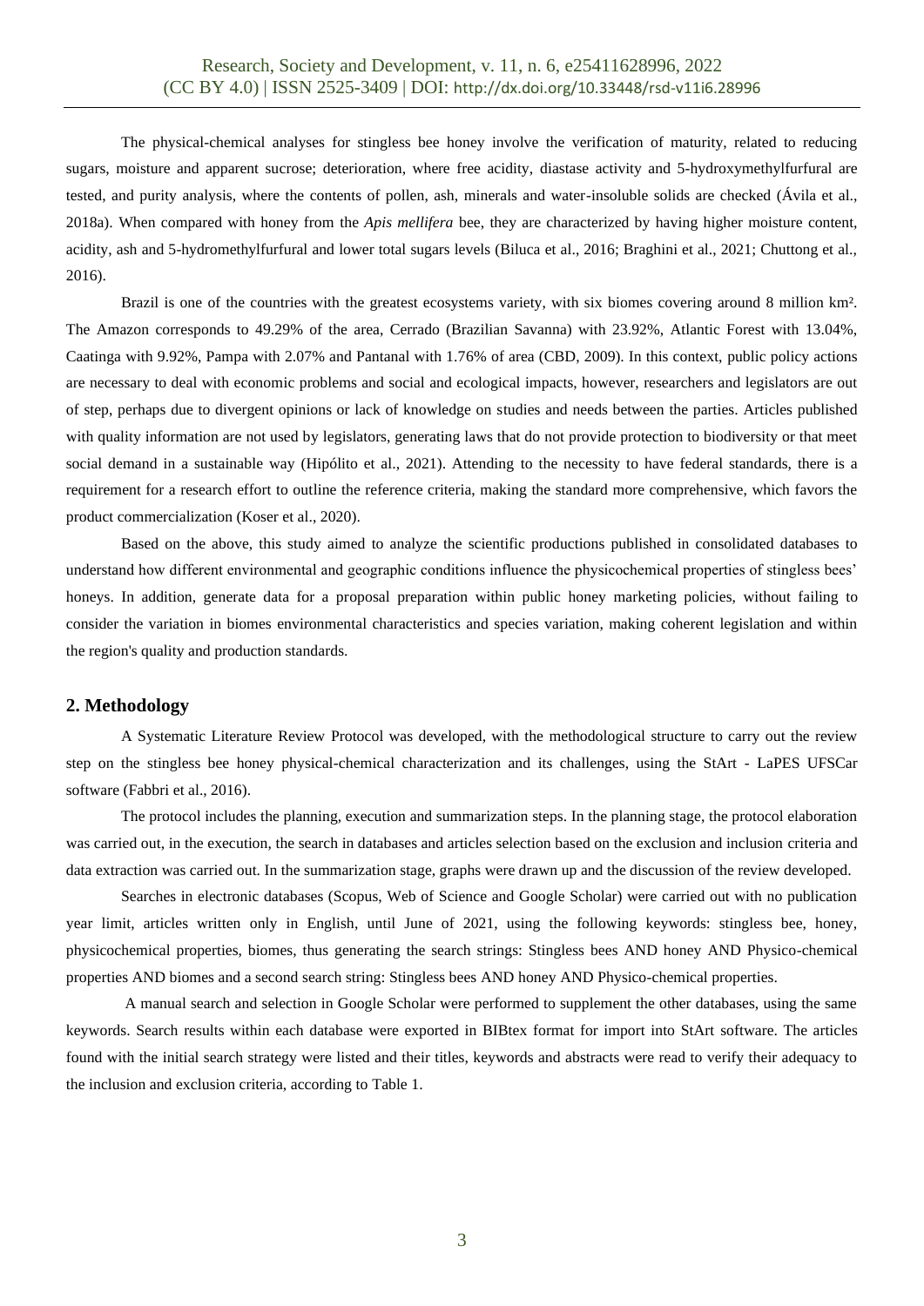The physical-chemical analyses for stingless bee honey involve the verification of maturity, related to reducing sugars, moisture and apparent sucrose; deterioration, where free acidity, diastase activity and 5-hydroxymethylfurfural are tested, and purity analysis, where the contents of pollen, ash, minerals and water-insoluble solids are checked (Ávila et al., 2018a). When compared with honey from the *Apis mellifera* bee, they are characterized by having higher moisture content, acidity, ash and 5-hydromethylfurfural and lower total sugars levels (Biluca et al., 2016; Braghini et al., 2021; Chuttong et al., 2016).

Brazil is one of the countries with the greatest ecosystems variety, with six biomes covering around 8 million km². The Amazon corresponds to 49.29% of the area, Cerrado (Brazilian Savanna) with 23.92%, Atlantic Forest with 13.04%, Caatinga with 9.92%, Pampa with 2.07% and Pantanal with 1.76% of area (CBD, 2009). In this context, public policy actions are necessary to deal with economic problems and social and ecological impacts, however, researchers and legislators are out of step, perhaps due to divergent opinions or lack of knowledge on studies and needs between the parties. Articles published with quality information are not used by legislators, generating laws that do not provide protection to biodiversity or that meet social demand in a sustainable way (Hipólito et al., 2021). Attending to the necessity to have federal standards, there is a requirement for a research effort to outline the reference criteria, making the standard more comprehensive, which favors the product commercialization (Koser et al., 2020).

Based on the above, this study aimed to analyze the scientific productions published in consolidated databases to understand how different environmental and geographic conditions influence the physicochemical properties of stingless bees' honeys. In addition, generate data for a proposal preparation within public honey marketing policies, without failing to consider the variation in biomes environmental characteristics and species variation, making coherent legislation and within the region's quality and production standards.

## 2. Methodology

A Systematic Literature Review Protocol was developed, with the methodological structure to carry out the review step on the stingless bee honey physical-chemical characterization and its challenges, using the StArt - LaPES UFSCar software (Fabbri et al., 2016).

The protocol includes the planning, execution and summarization steps. In the planning stage, the protocol elaboration was carried out, in the execution, the search in databases and articles selection based on the exclusion and inclusion criteria and data extraction was carried out. In the summarization stage, graphs were drawn up and the discussion of the review developed.

Searches in electronic databases (Scopus, Web of Science and Google Scholar) were carried out with no publication year limit, articles written only in English, until June of 2021, using the following keywords: stingless bee, honey, physicochemical properties, biomes, thus generating the search strings: Stingless bees AND honey AND Physico-chemical properties AND biomes and a second search string: Stingless bees AND honey AND Physico-chemical properties.

A manual search and selection in Google Scholar were performed to supplement the other databases, using the same keywords. Search results within each database were exported in BIBtex format for import into StArt software. The articles found with the initial search strategy were listed and their titles, keywords and abstracts were read to verify their adequacy to the inclusion and exclusion criteria, according to Table 1.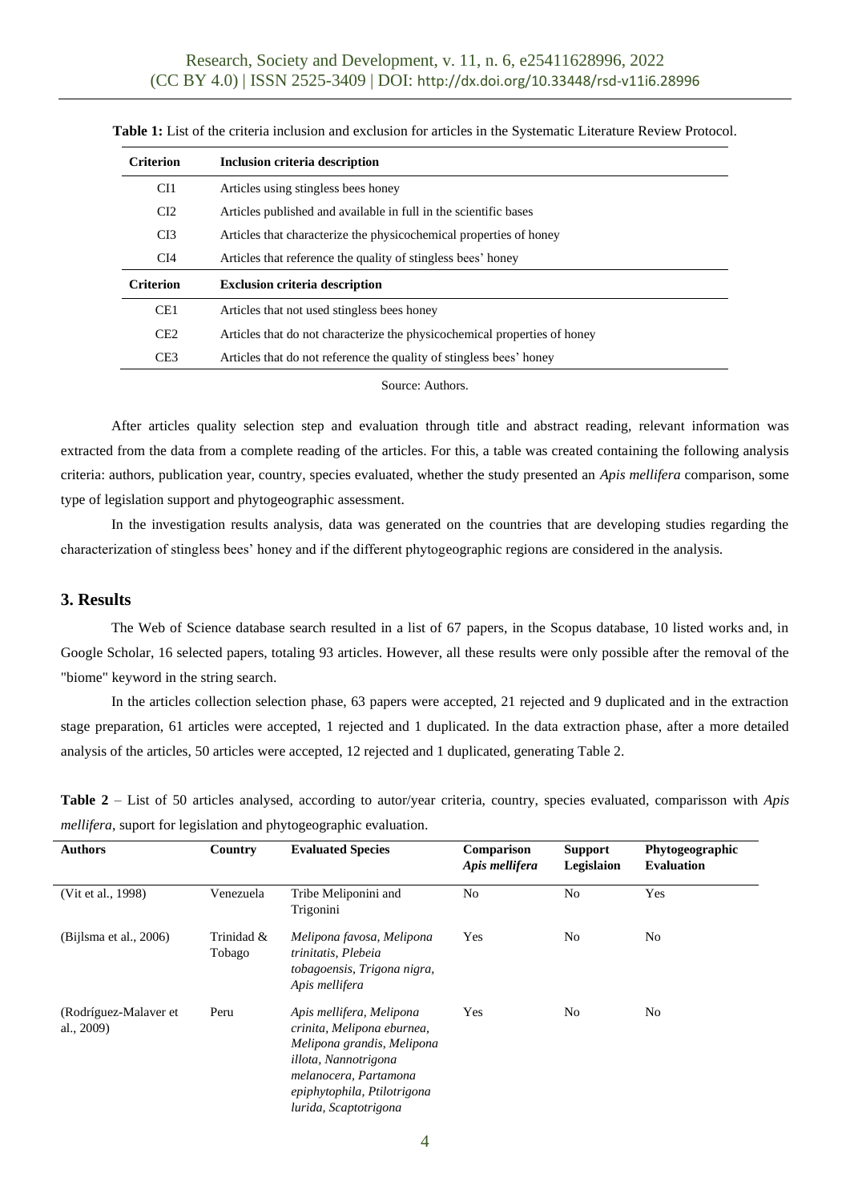**Table 1:** List of the criteria inclusion and exclusion for articles in the Systematic Literature Review Protocol.

| Criterion | Inclusion criteria description |
|---|---|
| CI1 | Articles using stingless bees honey |
| CI2 | Articles published and available in full in the scientific bases |
| CI3 | Articles that characterize the physicochemical properties of honey |
| CI4 | Articles that reference the quality of stingless bees' honey |
| **Criterion** | **Exclusion criteria description** |
| CE1 | Articles that not used stingless bees honey |
| CE2 | Articles that do not characterize the physicochemical properties of honey |
| CE3 | Articles that do not reference the quality of stingless bees' honey |

Source: Authors.

After articles quality selection step and evaluation through title and abstract reading, relevant information was extracted from the data from a complete reading of the articles. For this, a table was created containing the following analysis criteria: authors, publication year, country, species evaluated, whether the study presented an *Apis mellifera* comparison, some type of legislation support and phytogeographic assessment.

In the investigation results analysis, data was generated on the countries that are developing studies regarding the characterization of stingless bees' honey and if the different phytogeographic regions are considered in the analysis.

## 3. Results

The Web of Science database search resulted in a list of 67 papers, in the Scopus database, 10 listed works and, in Google Scholar, 16 selected papers, totaling 93 articles. However, all these results were only possible after the removal of the "biome" keyword in the string search.

In the articles collection selection phase, 63 papers were accepted, 21 rejected and 9 duplicated and in the extraction stage preparation, 61 articles were accepted, 1 rejected and 1 duplicated. In the data extraction phase, after a more detailed analysis of the articles, 50 articles were accepted, 12 rejected and 1 duplicated, generating Table 2.

**Table 2** – List of 50 articles analysed, according to autor/year criteria, country, species evaluated, comparisson with *Apis mellifera*, suport for legislation and phytogeographic evaluation.

| Authors | Country | Evaluated Species | Comparison *Apis mellifera* | Support Legislaion | Phytogeographic Evaluation |
|---|---|---|---|---|---|
| (Vit et al., 1998) | Venezuela | Tribe Meliponini and Trigonini | No | No | Yes |
| (Bijlsma et al., 2006) | Trinidad & Tobago | *Melipona favosa, Melipona trinitatis, Plebeia tobagoensis, Trigona nigra, Apis mellifera* | Yes | No | No |
| (Rodríguez-Malaver et al., 2009) | Peru | *Apis mellifera, Melipona crinita, Melipona eburnea, Melipona grandis, Melipona illota, Nannotrigona melanocera, Partamona epiphytophila, Ptilotrigona lurida, Scaptotrigona* | Yes | No | No |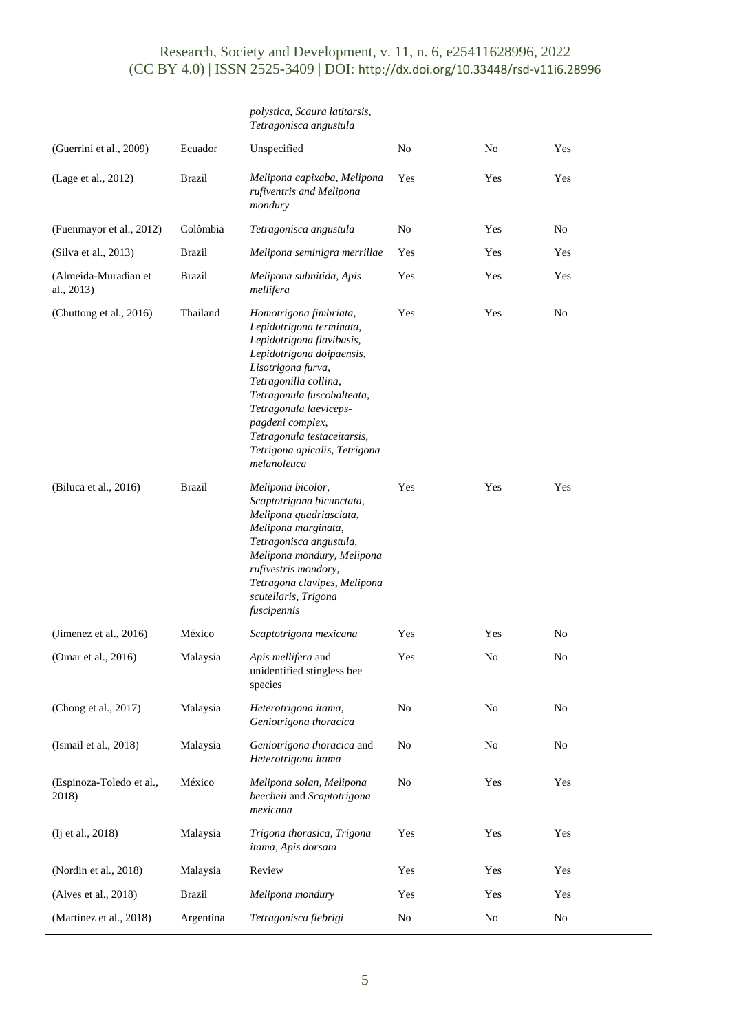| | | | | | |
|---|---|---|---|---|---|
| | | *polystica, Scaura latitarsis, Tetragonisca angustula* | | | |
| (Guerrini et al., 2009) | Ecuador | Unspecified | No | No | Yes |
| (Lage et al., 2012) | Brazil | *Melipona capixaba, Melipona rufiventris and Melipona mondury* | Yes | Yes | Yes |
| (Fuenmayor et al., 2012) | Colômbia | *Tetragonisca angustula* | No | Yes | No |
| (Silva et al., 2013) | Brazil | *Melipona seminigra merrillae* | Yes | Yes | Yes |
| (Almeida-Muradian et al., 2013) | Brazil | *Melipona subnitida, Apis mellifera* | Yes | Yes | Yes |
| (Chuttong et al., 2016) | Thailand | *Homotrigona fimbriata, Lepidotrigona terminata, Lepidotrigona flavibasis, Lepidotrigona doipaensis, Lisotrigona furva, Tetragonilla collina, Tetragonula fuscobalteata, Tetragonula laeviceps-pagdeni complex, Tetragonula testaceitarsis, Tetrigona apicalis, Tetrigona melanoleuca* | Yes | Yes | No |
| (Biluca et al., 2016) | Brazil | *Melipona bicolor, Scaptotrigona bicunctata, Melipona quadriasciata, Melipona marginata, Tetragonisca angustula, Melipona mondury, Melipona rufivestris mondory, Tetragona clavipes, Melipona scutellaris, Trigona fuscipennis* | Yes | Yes | Yes |
| (Jimenez et al., 2016) | México | *Scaptotrigona mexicana* | Yes | Yes | No |
| (Omar et al., 2016) | Malaysia | *Apis mellifera* and unidentified stingless bee species | Yes | No | No |
| (Chong et al., 2017) | Malaysia | *Heterotrigona itama, Geniotrigona thoracica* | No | No | No |
| (Ismail et al., 2018) | Malaysia | *Geniotrigona thoracica* and *Heterotrigona itama* | No | No | No |
| (Espinoza-Toledo et al., 2018) | México | *Melipona solan, Melipona beecheii* and *Scaptotrigona mexicana* | No | Yes | Yes |
| (Ij et al., 2018) | Malaysia | *Trigona thorasica, Trigona itama, Apis dorsata* | Yes | Yes | Yes |
| (Nordin et al., 2018) | Malaysia | Review | Yes | Yes | Yes |
| (Alves et al., 2018) | Brazil | *Melipona mondury* | Yes | Yes | Yes |
| (Martínez et al., 2018) | Argentina | *Tetragonisca fiebrigi* | No | No | No |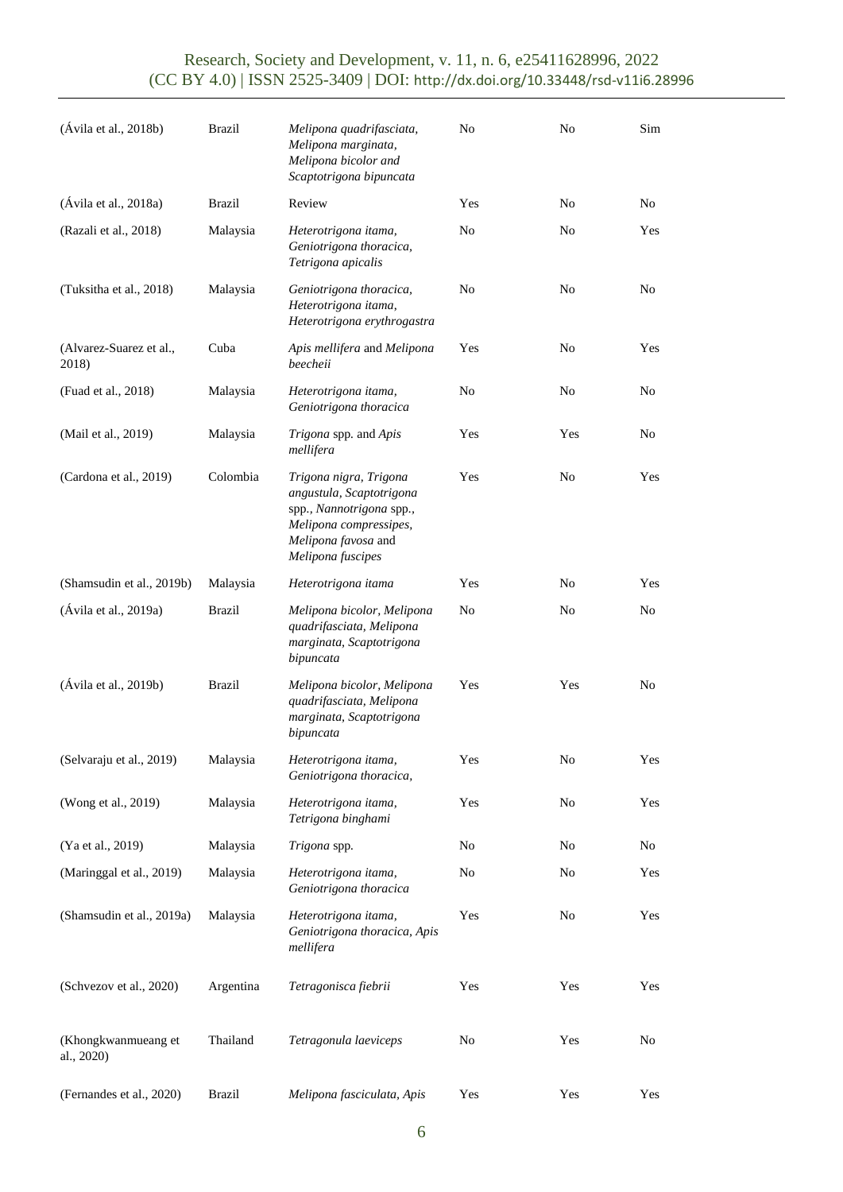| | | | | | |
|---|---|---|---|---|---|
| (Ávila et al., 2018b) | Brazil | *Melipona quadrifasciata, Melipona marginata, Melipona bicolor and Scaptotrigona bipuncata* | No | No | Sim |
| (Ávila et al., 2018a) | Brazil | Review | Yes | No | No |
| (Razali et al., 2018) | Malaysia | *Heterotrigona itama, Geniotrigona thoracica, Tetrigona apicalis* | No | No | Yes |
| (Tuksitha et al., 2018) | Malaysia | *Geniotrigona thoracica, Heterotrigona itama, Heterotrigona erythrogastra* | No | No | No |
| (Alvarez-Suarez et al., 2018) | Cuba | *Apis mellifera* and *Melipona beecheii* | Yes | No | Yes |
| (Fuad et al., 2018) | Malaysia | *Heterotrigona itama, Geniotrigona thoracica* | No | No | No |
| (Mail et al., 2019) | Malaysia | *Trigona* spp. and *Apis mellifera* | Yes | Yes | No |
| (Cardona et al., 2019) | Colombia | *Trigona nigra, Trigona angustula, Scaptotrigona* spp., *Nannotrigona* spp., *Melipona compressipes, Melipona favosa* and *Melipona fuscipes* | Yes | No | Yes |
| (Shamsudin et al., 2019b) | Malaysia | *Heterotrigona itama* | Yes | No | Yes |
| (Ávila et al., 2019a) | Brazil | *Melipona bicolor, Melipona quadrifasciata, Melipona marginata, Scaptotrigona bipuncata* | No | No | No |
| (Ávila et al., 2019b) | Brazil | *Melipona bicolor, Melipona quadrifasciata, Melipona marginata, Scaptotrigona bipuncata* | Yes | Yes | No |
| (Selvaraju et al., 2019) | Malaysia | *Heterotrigona itama, Geniotrigona thoracica,* | Yes | No | Yes |
| (Wong et al., 2019) | Malaysia | *Heterotrigona itama, Tetrigona binghami* | Yes | No | Yes |
| (Ya et al., 2019) | Malaysia | *Trigona* spp. | No | No | No |
| (Maringgal et al., 2019) | Malaysia | *Heterotrigona itama, Geniotrigona thoracica* | No | No | Yes |
| (Shamsudin et al., 2019a) | Malaysia | *Heterotrigona itama, Geniotrigona thoracica, Apis mellifera* | Yes | No | Yes |
| (Schvezov et al., 2020) | Argentina | *Tetragonisca fiebrii* | Yes | Yes | Yes |
| (Khongkwanmueang et al., 2020) | Thailand | *Tetragonula laeviceps* | No | Yes | No |
| (Fernandes et al., 2020) | Brazil | *Melipona fasciculata, Apis* | Yes | Yes | Yes |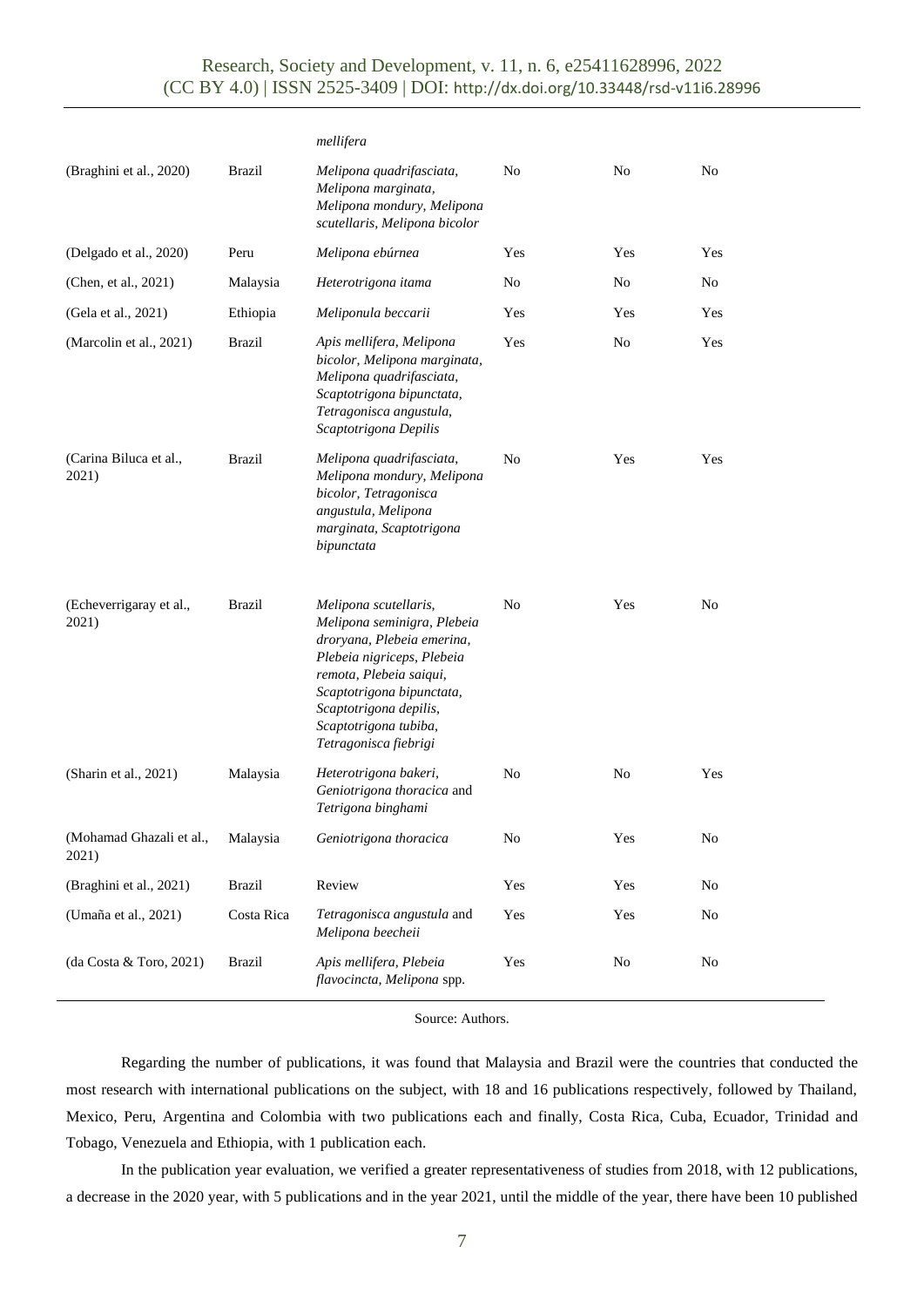| | | *mellifera* | | | |
|---|---|---|---|---|---|
| (Braghini et al., 2020) | Brazil | *Melipona quadrifasciata, Melipona marginata, Melipona mondury, Melipona scutellaris, Melipona bicolor* | No | No | No |
| (Delgado et al., 2020) | Peru | *Melipona ebúrnea* | Yes | Yes | Yes |
| (Chen, et al., 2021) | Malaysia | *Heterotrigona itama* | No | No | No |
| (Gela et al., 2021) | Ethiopia | *Meliponula beccarii* | Yes | Yes | Yes |
| (Marcolin et al., 2021) | Brazil | *Apis mellifera, Melipona bicolor, Melipona marginata, Melipona quadrifasciata, Scaptotrigona bipunctata, Tetragonisca angustula, Scaptotrigona Depilis* | Yes | No | Yes |
| (Carina Biluca et al., 2021) | Brazil | *Melipona quadrifasciata, Melipona mondury, Melipona bicolor, Tetragonisca angustula, Melipona marginata, Scaptotrigona bipunctata* | No | Yes | Yes |
| (Echeverrigaray et al., 2021) | Brazil | *Melipona scutellaris, Melipona seminigra, Plebeia droryana, Plebeia emerina, Plebeia nigriceps, Plebeia remota, Plebeia saiqui, Scaptotrigona bipunctata, Scaptotrigona depilis, Scaptotrigona tubiba, Tetragonisca fiebrigi* | No | Yes | No |
| (Sharin et al., 2021) | Malaysia | *Heterotrigona bakeri, Geniotrigona thoracica* and *Tetrigona binghami* | No | No | Yes |
| (Mohamad Ghazali et al., 2021) | Malaysia | *Geniotrigona thoracica* | No | Yes | No |
| (Braghini et al., 2021) | Brazil | Review | Yes | Yes | No |
| (Umaña et al., 2021) | Costa Rica | *Tetragonisca angustula* and *Melipona beecheii* | Yes | Yes | No |
| (da Costa & Toro, 2021) | Brazil | *Apis mellifera, Plebeia flavocincta, Melipona* spp. | Yes | No | No |

Source: Authors.

Regarding the number of publications, it was found that Malaysia and Brazil were the countries that conducted the most research with international publications on the subject, with 18 and 16 publications respectively, followed by Thailand, Mexico, Peru, Argentina and Colombia with two publications each and finally, Costa Rica, Cuba, Ecuador, Trinidad and Tobago, Venezuela and Ethiopia, with 1 publication each.

In the publication year evaluation, we verified a greater representativeness of studies from 2018, with 12 publications, a decrease in the 2020 year, with 5 publications and in the year 2021, until the middle of the year, there have been 10 published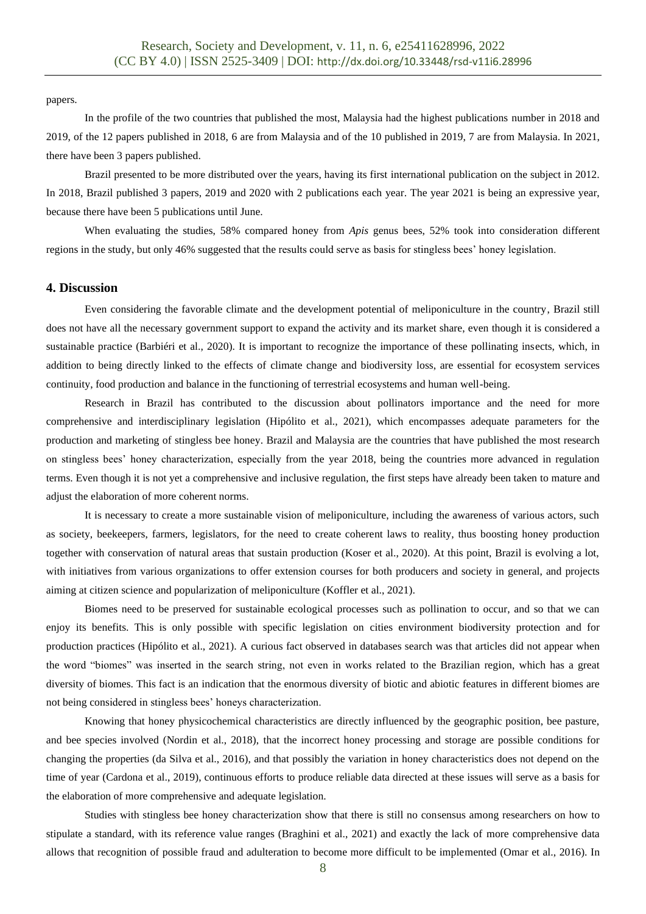papers.

In the profile of the two countries that published the most, Malaysia had the highest publications number in 2018 and 2019, of the 12 papers published in 2018, 6 are from Malaysia and of the 10 published in 2019, 7 are from Malaysia. In 2021, there have been 3 papers published.

Brazil presented to be more distributed over the years, having its first international publication on the subject in 2012. In 2018, Brazil published 3 papers, 2019 and 2020 with 2 publications each year. The year 2021 is being an expressive year, because there have been 5 publications until June.

When evaluating the studies, 58% compared honey from *Apis* genus bees, 52% took into consideration different regions in the study, but only 46% suggested that the results could serve as basis for stingless bees' honey legislation.

## 4. Discussion

Even considering the favorable climate and the development potential of meliponiculture in the country, Brazil still does not have all the necessary government support to expand the activity and its market share, even though it is considered a sustainable practice (Barbiéri et al., 2020). It is important to recognize the importance of these pollinating insects, which, in addition to being directly linked to the effects of climate change and biodiversity loss, are essential for ecosystem services continuity, food production and balance in the functioning of terrestrial ecosystems and human well-being.

Research in Brazil has contributed to the discussion about pollinators importance and the need for more comprehensive and interdisciplinary legislation (Hipólito et al., 2021), which encompasses adequate parameters for the production and marketing of stingless bee honey. Brazil and Malaysia are the countries that have published the most research on stingless bees' honey characterization, especially from the year 2018, being the countries more advanced in regulation terms. Even though it is not yet a comprehensive and inclusive regulation, the first steps have already been taken to mature and adjust the elaboration of more coherent norms.

It is necessary to create a more sustainable vision of meliponiculture, including the awareness of various actors, such as society, beekeepers, farmers, legislators, for the need to create coherent laws to reality, thus boosting honey production together with conservation of natural areas that sustain production (Koser et al., 2020). At this point, Brazil is evolving a lot, with initiatives from various organizations to offer extension courses for both producers and society in general, and projects aiming at citizen science and popularization of meliponiculture (Koffler et al., 2021).

Biomes need to be preserved for sustainable ecological processes such as pollination to occur, and so that we can enjoy its benefits. This is only possible with specific legislation on cities environment biodiversity protection and for production practices (Hipólito et al., 2021). A curious fact observed in databases search was that articles did not appear when the word "biomes" was inserted in the search string, not even in works related to the Brazilian region, which has a great diversity of biomes. This fact is an indication that the enormous diversity of biotic and abiotic features in different biomes are not being considered in stingless bees' honeys characterization.

Knowing that honey physicochemical characteristics are directly influenced by the geographic position, bee pasture, and bee species involved (Nordin et al., 2018), that the incorrect honey processing and storage are possible conditions for changing the properties (da Silva et al., 2016), and that possibly the variation in honey characteristics does not depend on the time of year (Cardona et al., 2019), continuous efforts to produce reliable data directed at these issues will serve as a basis for the elaboration of more comprehensive and adequate legislation.

Studies with stingless bee honey characterization show that there is still no consensus among researchers on how to stipulate a standard, with its reference value ranges (Braghini et al., 2021) and exactly the lack of more comprehensive data allows that recognition of possible fraud and adulteration to become more difficult to be implemented (Omar et al., 2016). In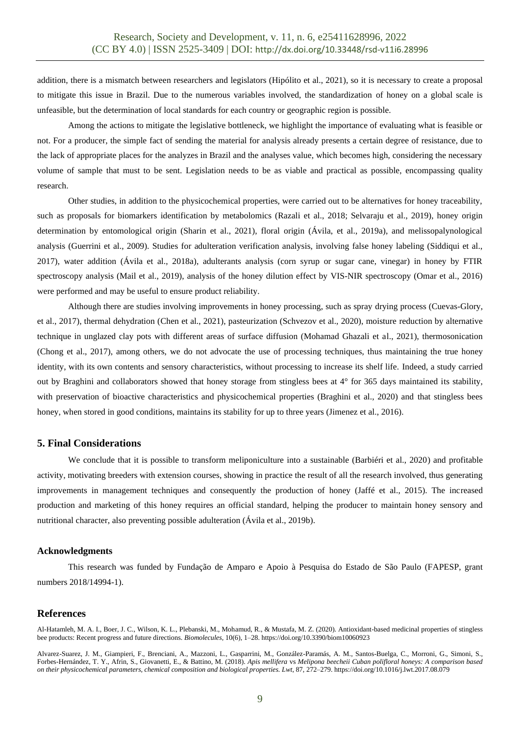addition, there is a mismatch between researchers and legislators (Hipólito et al., 2021), so it is necessary to create a proposal to mitigate this issue in Brazil. Due to the numerous variables involved, the standardization of honey on a global scale is unfeasible, but the determination of local standards for each country or geographic region is possible.

Among the actions to mitigate the legislative bottleneck, we highlight the importance of evaluating what is feasible or not. For a producer, the simple fact of sending the material for analysis already presents a certain degree of resistance, due to the lack of appropriate places for the analyzes in Brazil and the analyses value, which becomes high, considering the necessary volume of sample that must to be sent. Legislation needs to be as viable and practical as possible, encompassing quality research.

Other studies, in addition to the physicochemical properties, were carried out to be alternatives for honey traceability, such as proposals for biomarkers identification by metabolomics (Razali et al., 2018; Selvaraju et al., 2019), honey origin determination by entomological origin (Sharin et al., 2021), floral origin (Ávila, et al., 2019a), and melissopalynological analysis (Guerrini et al., 2009). Studies for adulteration verification analysis, involving false honey labeling (Siddiqui et al., 2017), water addition (Ávila et al., 2018a), adulterants analysis (corn syrup or sugar cane, vinegar) in honey by FTIR spectroscopy analysis (Mail et al., 2019), analysis of the honey dilution effect by VIS-NIR spectroscopy (Omar et al., 2016) were performed and may be useful to ensure product reliability.

Although there are studies involving improvements in honey processing, such as spray drying process (Cuevas-Glory, et al., 2017), thermal dehydration (Chen et al., 2021), pasteurization (Schvezov et al., 2020), moisture reduction by alternative technique in unglazed clay pots with different areas of surface diffusion (Mohamad Ghazali et al., 2021), thermosonication (Chong et al., 2017), among others, we do not advocate the use of processing techniques, thus maintaining the true honey identity, with its own contents and sensory characteristics, without processing to increase its shelf life. Indeed, a study carried out by Braghini and collaborators showed that honey storage from stingless bees at 4° for 365 days maintained its stability, with preservation of bioactive characteristics and physicochemical properties (Braghini et al., 2020) and that stingless bees honey, when stored in good conditions, maintains its stability for up to three years (Jimenez et al., 2016).

## 5. Final Considerations

We conclude that it is possible to transform meliponiculture into a sustainable (Barbiéri et al., 2020) and profitable activity, motivating breeders with extension courses, showing in practice the result of all the research involved, thus generating improvements in management techniques and consequently the production of honey (Jaffé et al., 2015). The increased production and marketing of this honey requires an official standard, helping the producer to maintain honey sensory and nutritional character, also preventing possible adulteration (Ávila et al., 2019b).

### Acknowledgments

This research was funded by Fundação de Amparo e Apoio à Pesquisa do Estado de São Paulo (FAPESP, grant numbers 2018/14994-1).

## References

Al-Hatamleh, M. A. I., Boer, J. C., Wilson, K. L., Plebanski, M., Mohamud, R., & Mustafa, M. Z. (2020). Antioxidant-based medicinal properties of stingless bee products: Recent progress and future directions. *Biomolecules*, 10(6), 1–28. https://doi.org/10.3390/biom10060923

Alvarez-Suarez, J. M., Giampieri, F., Brenciani, A., Mazzoni, L., Gasparrini, M., González-Paramás, A. M., Santos-Buelga, C., Morroni, G., Simoni, S., Forbes-Hernández, T. Y., Afrin, S., Giovanetti, E., & Battino, M. (2018). *Apis mellifera* vs *Melipona beecheii Cuban polifloral honeys: A comparison based on their physicochemical parameters, chemical composition and biological properties. Lwt*, 87, 272–279. https://doi.org/10.1016/j.lwt.2017.08.079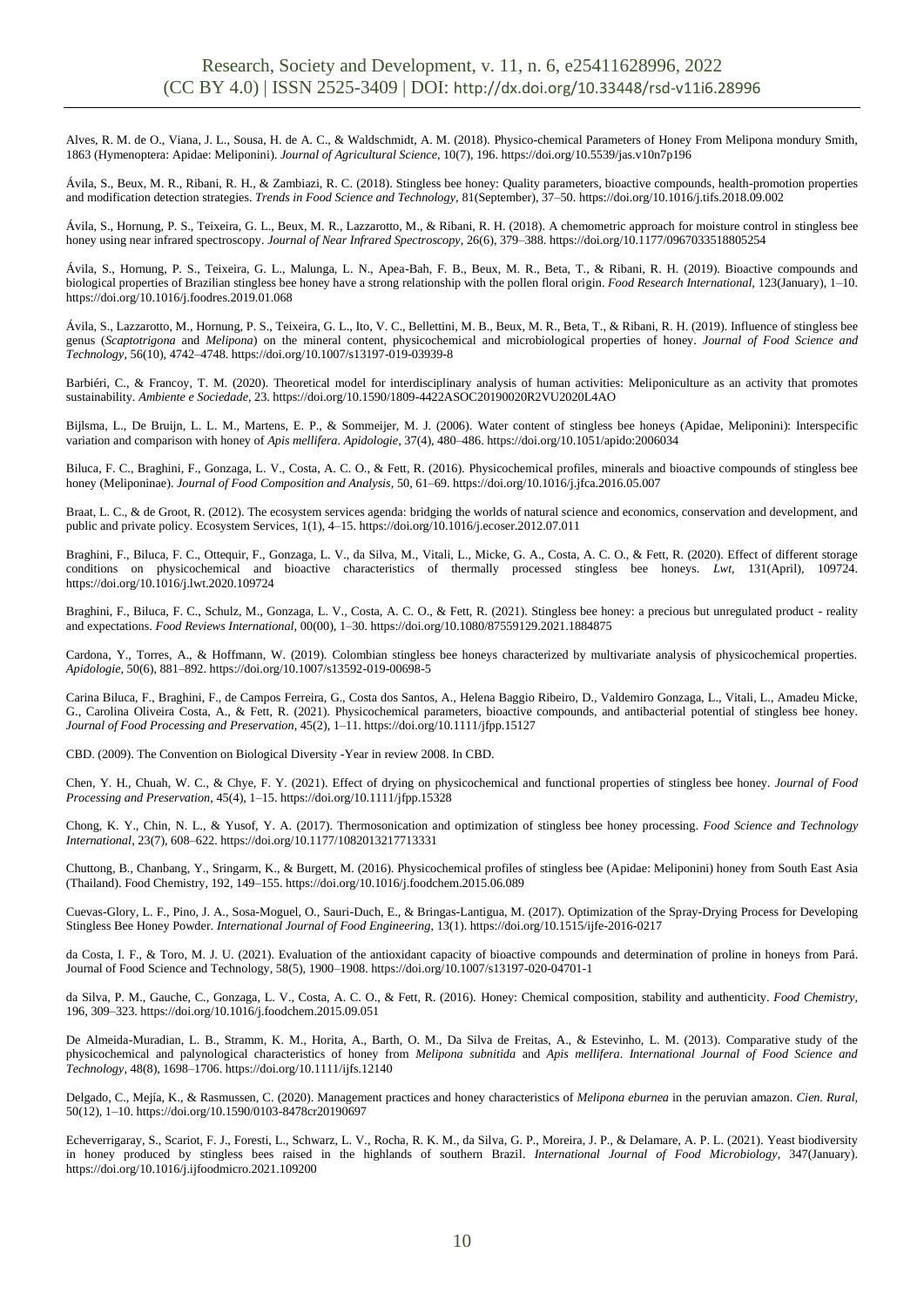Alves, R. M. de O., Viana, J. L., Sousa, H. de A. C., & Waldschmidt, A. M. (2018). Physico-chemical Parameters of Honey From Melipona mondury Smith, 1863 (Hymenoptera: Apidae: Meliponini). *Journal of Agricultural Science*, 10(7), 196. https://doi.org/10.5539/jas.v10n7p196

Ávila, S., Beux, M. R., Ribani, R. H., & Zambiazi, R. C. (2018). Stingless bee honey: Quality parameters, bioactive compounds, health-promotion properties and modification detection strategies. *Trends in Food Science and Technology*, 81(September), 37–50. https://doi.org/10.1016/j.tifs.2018.09.002

Ávila, S., Hornung, P. S., Teixeira, G. L., Beux, M. R., Lazzarotto, M., & Ribani, R. H. (2018). A chemometric approach for moisture control in stingless bee honey using near infrared spectroscopy. *Journal of Near Infrared Spectroscopy*, 26(6), 379–388. https://doi.org/10.1177/0967033518805254

Ávila, S., Hornung, P. S., Teixeira, G. L., Malunga, L. N., Apea-Bah, F. B., Beux, M. R., Beta, T., & Ribani, R. H. (2019). Bioactive compounds and biological properties of Brazilian stingless bee honey have a strong relationship with the pollen floral origin. *Food Research International*, 123(January), 1–10. https://doi.org/10.1016/j.foodres.2019.01.068

Ávila, S., Lazzarotto, M., Hornung, P. S., Teixeira, G. L., Ito, V. C., Bellettini, M. B., Beux, M. R., Beta, T., & Ribani, R. H. (2019). Influence of stingless bee genus (*Scaptotrigona* and *Melipona*) on the mineral content, physicochemical and microbiological properties of honey. *Journal of Food Science and Technology*, 56(10), 4742–4748. https://doi.org/10.1007/s13197-019-03939-8

Barbiéri, C., & Francoy, T. M. (2020). Theoretical model for interdisciplinary analysis of human activities: Meliponiculture as an activity that promotes sustainability. *Ambiente e Sociedade*, 23. https://doi.org/10.1590/1809-4422ASOC20190020R2VU2020L4AO

Bijlsma, L., De Bruijn, L. L. M., Martens, E. P., & Sommeijer, M. J. (2006). Water content of stingless bee honeys (Apidae, Meliponini): Interspecific variation and comparison with honey of *Apis mellifera*. *Apidologie*, 37(4), 480–486. https://doi.org/10.1051/apido:2006034

Biluca, F. C., Braghini, F., Gonzaga, L. V., Costa, A. C. O., & Fett, R. (2016). Physicochemical profiles, minerals and bioactive compounds of stingless bee honey (Meliponinae). *Journal of Food Composition and Analysis*, 50, 61–69. https://doi.org/10.1016/j.jfca.2016.05.007

Braat, L. C., & de Groot, R. (2012). The ecosystem services agenda: bridging the worlds of natural science and economics, conservation and development, and public and private policy. Ecosystem Services, 1(1), 4–15. https://doi.org/10.1016/j.ecoser.2012.07.011

Braghini, F., Biluca, F. C., Ottequir, F., Gonzaga, L. V., da Silva, M., Vitali, L., Micke, G. A., Costa, A. C. O., & Fett, R. (2020). Effect of different storage conditions on physicochemical and bioactive characteristics of thermally processed stingless bee honeys. *Lwt*, 131(April), 109724. https://doi.org/10.1016/j.lwt.2020.109724

Braghini, F., Biluca, F. C., Schulz, M., Gonzaga, L. V., Costa, A. C. O., & Fett, R. (2021). Stingless bee honey: a precious but unregulated product - reality and expectations. *Food Reviews International*, 00(00), 1–30. https://doi.org/10.1080/87559129.2021.1884875

Cardona, Y., Torres, A., & Hoffmann, W. (2019). Colombian stingless bee honeys characterized by multivariate analysis of physicochemical properties. *Apidologie*, 50(6), 881–892. https://doi.org/10.1007/s13592-019-00698-5

Carina Biluca, F., Braghini, F., de Campos Ferreira, G., Costa dos Santos, A., Helena Baggio Ribeiro, D., Valdemiro Gonzaga, L., Vitali, L., Amadeu Micke, G., Carolina Oliveira Costa, A., & Fett, R. (2021). Physicochemical parameters, bioactive compounds, and antibacterial potential of stingless bee honey. *Journal of Food Processing and Preservation*, 45(2), 1–11. https://doi.org/10.1111/jfpp.15127

CBD. (2009). The Convention on Biological Diversity -Year in review 2008. In CBD.

Chen, Y. H., Chuah, W. C., & Chye, F. Y. (2021). Effect of drying on physicochemical and functional properties of stingless bee honey. *Journal of Food Processing and Preservation*, 45(4), 1–15. https://doi.org/10.1111/jfpp.15328

Chong, K. Y., Chin, N. L., & Yusof, Y. A. (2017). Thermosonication and optimization of stingless bee honey processing. *Food Science and Technology International*, 23(7), 608–622. https://doi.org/10.1177/1082013217713331

Chuttong, B., Chanbang, Y., Sringarm, K., & Burgett, M. (2016). Physicochemical profiles of stingless bee (Apidae: Meliponini) honey from South East Asia (Thailand). Food Chemistry, 192, 149–155. https://doi.org/10.1016/j.foodchem.2015.06.089

Cuevas-Glory, L. F., Pino, J. A., Sosa-Moguel, O., Sauri-Duch, E., & Bringas-Lantigua, M. (2017). Optimization of the Spray-Drying Process for Developing Stingless Bee Honey Powder. *International Journal of Food Engineering*, 13(1). https://doi.org/10.1515/ijfe-2016-0217

da Costa, I. F., & Toro, M. J. U. (2021). Evaluation of the antioxidant capacity of bioactive compounds and determination of proline in honeys from Pará. Journal of Food Science and Technology, 58(5), 1900–1908. https://doi.org/10.1007/s13197-020-04701-1

da Silva, P. M., Gauche, C., Gonzaga, L. V., Costa, A. C. O., & Fett, R. (2016). Honey: Chemical composition, stability and authenticity. *Food Chemistry*, 196, 309–323. https://doi.org/10.1016/j.foodchem.2015.09.051

De Almeida-Muradian, L. B., Stramm, K. M., Horita, A., Barth, O. M., Da Silva de Freitas, A., & Estevinho, L. M. (2013). Comparative study of the physicochemical and palynological characteristics of honey from *Melipona subnitida* and *Apis mellifera*. *International Journal of Food Science and Technology*, 48(8), 1698–1706. https://doi.org/10.1111/ijfs.12140

Delgado, C., Mejía, K., & Rasmussen, C. (2020). Management practices and honey characteristics of *Melipona eburnea* in the peruvian amazon. *Cien. Rural,* 50(12), 1–10. https://doi.org/10.1590/0103-8478cr20190697

Echeverrigaray, S., Scariot, F. J., Foresti, L., Schwarz, L. V., Rocha, R. K. M., da Silva, G. P., Moreira, J. P., & Delamare, A. P. L. (2021). Yeast biodiversity in honey produced by stingless bees raised in the highlands of southern Brazil. *International Journal of Food Microbiology*, 347(January). https://doi.org/10.1016/j.ijfoodmicro.2021.109200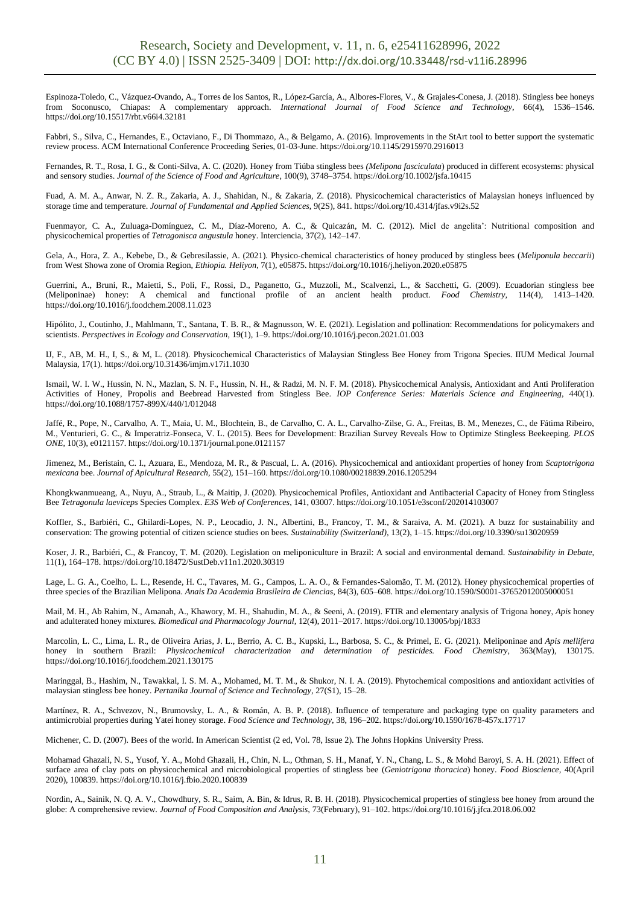Espinoza-Toledo, C., Vázquez-Ovando, A., Torres de los Santos, R., López-García, A., Albores-Flores, V., & Grajales-Conesa, J. (2018). Stingless bee honeys from Soconusco, Chiapas: A complementary approach. *International Journal of Food Science and Technology*, 66(4), 1536–1546. https://doi.org/10.15517/rbt.v66i4.32181

Fabbri, S., Silva, C., Hernandes, E., Octaviano, F., Di Thommazo, A., & Belgamo, A. (2016). Improvements in the StArt tool to better support the systematic review process. ACM International Conference Proceeding Series, 01-03-June. https://doi.org/10.1145/2915970.2916013

Fernandes, R. T., Rosa, I. G., & Conti-Silva, A. C. (2020). Honey from Tiúba stingless bees *(Melipona fasciculata*) produced in different ecosystems: physical and sensory studies. *Journal of the Science of Food and Agriculture*, 100(9), 3748–3754. https://doi.org/10.1002/jsfa.10415

Fuad, A. M. A., Anwar, N. Z. R., Zakaria, A. J., Shahidan, N., & Zakaria, Z. (2018). Physicochemical characteristics of Malaysian honeys influenced by storage time and temperature. *Journal of Fundamental and Applied Sciences*, 9(2S), 841. https://doi.org/10.4314/jfas.v9i2s.52

Fuenmayor, C. A., Zuluaga-Domínguez, C. M., Díaz-Moreno, A. C., & Quicazán, M. C. (2012). Miel de angelita': Nutritional composition and physicochemical properties of *Tetragonisca angustula* honey. Interciencia, 37(2), 142–147.

Gela, A., Hora, Z. A., Kebebe, D., & Gebresilassie, A. (2021). Physico-chemical characteristics of honey produced by stingless bees (*Meliponula beccarii*) from West Showa zone of Oromia Region, *Ethiopia. Heliyon*, 7(1), e05875. https://doi.org/10.1016/j.heliyon.2020.e05875

Guerrini, A., Bruni, R., Maietti, S., Poli, F., Rossi, D., Paganetto, G., Muzzoli, M., Scalvenzi, L., & Sacchetti, G. (2009). Ecuadorian stingless bee (Meliponinae) honey: A chemical and functional profile of an ancient health product. *Food Chemistry*, 114(4), 1413–1420. https://doi.org/10.1016/j.foodchem.2008.11.023

Hipólito, J., Coutinho, J., Mahlmann, T., Santana, T. B. R., & Magnusson, W. E. (2021). Legislation and pollination: Recommendations for policymakers and scientists. *Perspectives in Ecology and Conservation*, 19(1), 1–9. https://doi.org/10.1016/j.pecon.2021.01.003

IJ, F., AB, M. H., I, S., & M, L. (2018). Physicochemical Characteristics of Malaysian Stingless Bee Honey from Trigona Species. IIUM Medical Journal Malaysia, 17(1). https://doi.org/10.31436/imjm.v17i1.1030

Ismail, W. I. W., Hussin, N. N., Mazlan, S. N. F., Hussin, N. H., & Radzi, M. N. F. M. (2018). Physicochemical Analysis, Antioxidant and Anti Proliferation Activities of Honey, Propolis and Beebread Harvested from Stingless Bee. *IOP Conference Series: Materials Science and Engineering*, 440(1). https://doi.org/10.1088/1757-899X/440/1/012048

Jaffé, R., Pope, N., Carvalho, A. T., Maia, U. M., Blochtein, B., de Carvalho, C. A. L., Carvalho-Zilse, G. A., Freitas, B. M., Menezes, C., de Fátima Ribeiro, M., Venturieri, G. C., & Imperatriz-Fonseca, V. L. (2015). Bees for Development: Brazilian Survey Reveals How to Optimize Stingless Beekeeping. *PLOS ONE*, 10(3), e0121157. https://doi.org/10.1371/journal.pone.0121157

Jimenez, M., Beristain, C. I., Azuara, E., Mendoza, M. R., & Pascual, L. A. (2016). Physicochemical and antioxidant properties of honey from *Scaptotrigona mexicana* bee. *Journal of Apicultural Research*, 55(2), 151–160. https://doi.org/10.1080/00218839.2016.1205294

Khongkwanmueang, A., Nuyu, A., Straub, L., & Maitip, J. (2020). Physicochemical Profiles, Antioxidant and Antibacterial Capacity of Honey from Stingless Bee *Tetragonula laeviceps* Species Complex. *E3S Web of Conferences*, 141, 03007. https://doi.org/10.1051/e3sconf/202014103007

Koffler, S., Barbiéri, C., Ghilardi-Lopes, N. P., Leocadio, J. N., Albertini, B., Francoy, T. M., & Saraiva, A. M. (2021). A buzz for sustainability and conservation: The growing potential of citizen science studies on bees. *Sustainability (Switzerland)*, 13(2), 1–15. https://doi.org/10.3390/su13020959

Koser, J. R., Barbiéri, C., & Francoy, T. M. (2020). Legislation on meliponiculture in Brazil: A social and environmental demand. *Sustainability in Debate*, 11(1), 164–178. https://doi.org/10.18472/SustDeb.v11n1.2020.30319

Lage, L. G. A., Coelho, L. L., Resende, H. C., Tavares, M. G., Campos, L. A. O., & Fernandes-Salomão, T. M. (2012). Honey physicochemical properties of three species of the Brazilian Melipona. *Anais Da Academia Brasileira de Ciencias*, 84(3), 605–608. https://doi.org/10.1590/S0001-37652012005000051

Mail, M. H., Ab Rahim, N., Amanah, A., Khawory, M. H., Shahudin, M. A., & Seeni, A. (2019). FTIR and elementary analysis of Trigona honey, *Apis* honey and adulterated honey mixtures. *Biomedical and Pharmacology Journal*, 12(4), 2011–2017. https://doi.org/10.13005/bpj/1833

Marcolin, L. C., Lima, L. R., de Oliveira Arias, J. L., Berrio, A. C. B., Kupski, L., Barbosa, S. C., & Primel, E. G. (2021). Meliponinae and *Apis mellifera* honey in southern Brazil: *Physicochemical characterization and determination of pesticides. Food Chemistry*, 363(May), 130175. https://doi.org/10.1016/j.foodchem.2021.130175

Maringgal, B., Hashim, N., Tawakkal, I. S. M. A., Mohamed, M. T. M., & Shukor, N. I. A. (2019). Phytochemical compositions and antioxidant activities of malaysian stingless bee honey. *Pertanika Journal of Science and Technology*, 27(S1), 15–28.

Martínez, R. A., Schvezov, N., Brumovsky, L. A., & Román, A. B. P. (2018). Influence of temperature and packaging type on quality parameters and antimicrobial properties during Yateí honey storage. *Food Science and Technology*, 38, 196–202. https://doi.org/10.1590/1678-457x.17717

Michener, C. D. (2007). Bees of the world. In American Scientist (2 ed, Vol. 78, Issue 2). The Johns Hopkins University Press.

Mohamad Ghazali, N. S., Yusof, Y. A., Mohd Ghazali, H., Chin, N. L., Othman, S. H., Manaf, Y. N., Chang, L. S., & Mohd Baroyi, S. A. H. (2021). Effect of surface area of clay pots on physicochemical and microbiological properties of stingless bee (*Geniotrigona thoracica*) honey. *Food Bioscience*, 40(April 2020), 100839. https://doi.org/10.1016/j.fbio.2020.100839

Nordin, A., Sainik, N. Q. A. V., Chowdhury, S. R., Saim, A. Bin, & Idrus, R. B. H. (2018). Physicochemical properties of stingless bee honey from around the globe: A comprehensive review. *Journal of Food Composition and Analysis*, 73(February), 91–102. https://doi.org/10.1016/j.jfca.2018.06.002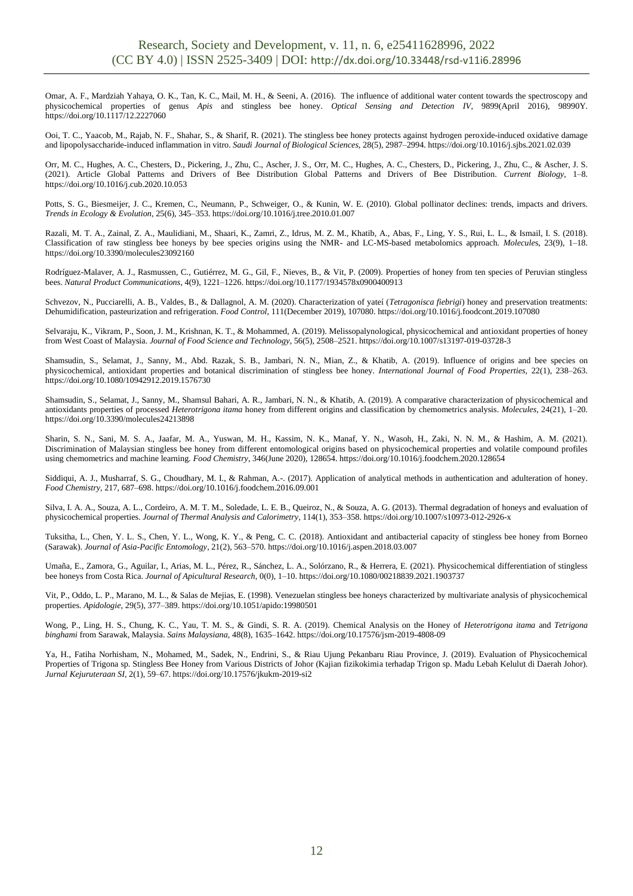Omar, A. F., Mardziah Yahaya, O. K., Tan, K. C., Mail, M. H., & Seeni, A. (2016). The influence of additional water content towards the spectroscopy and physicochemical properties of genus *Apis* and stingless bee honey. *Optical Sensing and Detection IV*, 9899(April 2016), 98990Y. https://doi.org/10.1117/12.2227060

Ooi, T. C., Yaacob, M., Rajab, N. F., Shahar, S., & Sharif, R. (2021). The stingless bee honey protects against hydrogen peroxide-induced oxidative damage and lipopolysaccharide-induced inflammation in vitro. *Saudi Journal of Biological Sciences*, 28(5), 2987–2994. https://doi.org/10.1016/j.sjbs.2021.02.039

Orr, M. C., Hughes, A. C., Chesters, D., Pickering, J., Zhu, C., Ascher, J. S., Orr, M. C., Hughes, A. C., Chesters, D., Pickering, J., Zhu, C., & Ascher, J. S. (2021). Article Global Patterns and Drivers of Bee Distribution Global Patterns and Drivers of Bee Distribution. *Current Biology*, 1–8. https://doi.org/10.1016/j.cub.2020.10.053

Potts, S. G., Biesmeijer, J. C., Kremen, C., Neumann, P., Schweiger, O., & Kunin, W. E. (2010). Global pollinator declines: trends, impacts and drivers. *Trends in Ecology & Evolution*, 25(6), 345–353. https://doi.org/10.1016/j.tree.2010.01.007

Razali, M. T. A., Zainal, Z. A., Maulidiani, M., Shaari, K., Zamri, Z., Idrus, M. Z. M., Khatib, A., Abas, F., Ling, Y. S., Rui, L. L., & Ismail, I. S. (2018). Classification of raw stingless bee honeys by bee species origins using the NMR- and LC-MS-based metabolomics approach. *Molecules*, 23(9), 1–18. https://doi.org/10.3390/molecules23092160

Rodríguez-Malaver, A. J., Rasmussen, C., Gutiérrez, M. G., Gil, F., Nieves, B., & Vit, P. (2009). Properties of honey from ten species of Peruvian stingless bees. *Natural Product Communications*, 4(9), 1221–1226. https://doi.org/10.1177/1934578x0900400913

Schvezov, N., Pucciarelli, A. B., Valdes, B., & Dallagnol, A. M. (2020). Characterization of yateí (*Tetragonisca fiebrigi*) honey and preservation treatments: Dehumidification, pasteurization and refrigeration. *Food Control*, 111(December 2019), 107080. https://doi.org/10.1016/j.foodcont.2019.107080

Selvaraju, K., Vikram, P., Soon, J. M., Krishnan, K. T., & Mohammed, A. (2019). Melissopalynological, physicochemical and antioxidant properties of honey from West Coast of Malaysia. *Journal of Food Science and Technology*, 56(5), 2508–2521. https://doi.org/10.1007/s13197-019-03728-3

Shamsudin, S., Selamat, J., Sanny, M., Abd. Razak, S. B., Jambari, N. N., Mian, Z., & Khatib, A. (2019). Influence of origins and bee species on physicochemical, antioxidant properties and botanical discrimination of stingless bee honey. *International Journal of Food Properties*, 22(1), 238–263. https://doi.org/10.1080/10942912.2019.1576730

Shamsudin, S., Selamat, J., Sanny, M., Shamsul Bahari, A. R., Jambari, N. N., & Khatib, A. (2019). A comparative characterization of physicochemical and antioxidants properties of processed *Heterotrigona itama* honey from different origins and classification by chemometrics analysis. *Molecules*, 24(21), 1–20. https://doi.org/10.3390/molecules24213898

Sharin, S. N., Sani, M. S. A., Jaafar, M. A., Yuswan, M. H., Kassim, N. K., Manaf, Y. N., Wasoh, H., Zaki, N. N. M., & Hashim, A. M. (2021). Discrimination of Malaysian stingless bee honey from different entomological origins based on physicochemical properties and volatile compound profiles using chemometrics and machine learning. *Food Chemistry*, 346(June 2020), 128654. https://doi.org/10.1016/j.foodchem.2020.128654

Siddiqui, A. J., Musharraf, S. G., Choudhary, M. I., & Rahman, A.-. (2017). Application of analytical methods in authentication and adulteration of honey. *Food Chemistry*, 217, 687–698. https://doi.org/10.1016/j.foodchem.2016.09.001

Silva, I. A. A., Souza, A. L., Cordeiro, A. M. T. M., Soledade, L. E. B., Queiroz, N., & Souza, A. G. (2013). Thermal degradation of honeys and evaluation of physicochemical properties. *Journal of Thermal Analysis and Calorimetry*, 114(1), 353–358. https://doi.org/10.1007/s10973-012-2926-x

Tuksitha, L., Chen, Y. L. S., Chen, Y. L., Wong, K. Y., & Peng, C. C. (2018). Antioxidant and antibacterial capacity of stingless bee honey from Borneo (Sarawak). *Journal of Asia-Pacific Entomology*, 21(2), 563–570. https://doi.org/10.1016/j.aspen.2018.03.007

Umaña, E., Zamora, G., Aguilar, I., Arias, M. L., Pérez, R., Sánchez, L. A., Solórzano, R., & Herrera, E. (2021). Physicochemical differentiation of stingless bee honeys from Costa Rica. *Journal of Apicultural Research*, 0(0), 1–10. https://doi.org/10.1080/00218839.2021.1903737

Vit, P., Oddo, L. P., Marano, M. L., & Salas de Mejias, E. (1998). Venezuelan stingless bee honeys characterized by multivariate analysis of physicochemical properties. *Apidologie*, 29(5), 377–389. https://doi.org/10.1051/apido:19980501

Wong, P., Ling, H. S., Chung, K. C., Yau, T. M. S., & Gindi, S. R. A. (2019). Chemical Analysis on the Honey of *Heterotrigona itama* and *Tetrigona binghami* from Sarawak, Malaysia. *Sains Malaysiana*, 48(8), 1635–1642. https://doi.org/10.17576/jsm-2019-4808-09

Ya, H., Fatiha Norhisham, N., Mohamed, M., Sadek, N., Endrini, S., & Riau Ujung Pekanbaru Riau Province, J. (2019). Evaluation of Physicochemical Properties of Trigona sp. Stingless Bee Honey from Various Districts of Johor (Kajian fizikokimia terhadap Trigon sp. Madu Lebah Kelulut di Daerah Johor). *Jurnal Kejuruteraan SI*, 2(1), 59–67. https://doi.org/10.17576/jkukm-2019-si2